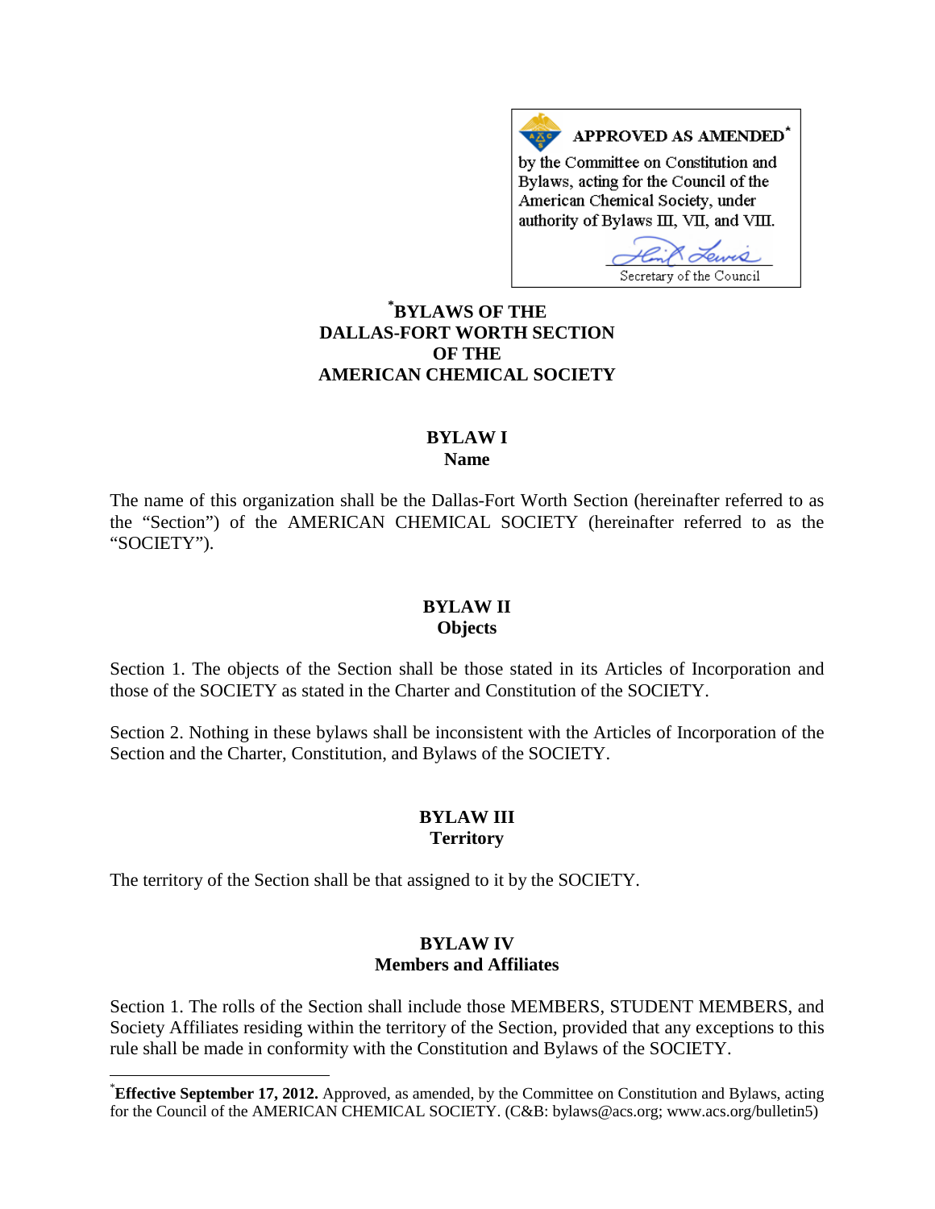**APPROVED AS AMENDED***

by the Committee on Constitution and Bylaws, acting for the Council of the American Chemical Society, under authority of Bylaws III, VII, and VIII.

Secretary of the Council

# *BYLAWS OF THE DALLAS-FORT WORTH SECTION OF THE AMERICAN CHEMICAL SOCIETY

## BYLAW I
### Name

The name of this organization shall be the Dallas-Fort Worth Section (hereinafter referred to as the "Section") of the AMERICAN CHEMICAL SOCIETY (hereinafter referred to as the "SOCIETY").

## BYLAW II
### Objects

Section 1. The objects of the Section shall be those stated in its Articles of Incorporation and those of the SOCIETY as stated in the Charter and Constitution of the SOCIETY.

Section 2. Nothing in these bylaws shall be inconsistent with the Articles of Incorporation of the Section and the Charter, Constitution, and Bylaws of the SOCIETY.

## BYLAW III
### Territory

The territory of the Section shall be that assigned to it by the SOCIETY.

## BYLAW IV
### Members and Affiliates

Section 1. The rolls of the Section shall include those MEMBERS, STUDENT MEMBERS, and Society Affiliates residing within the territory of the Section, provided that any exceptions to this rule shall be made in conformity with the Constitution and Bylaws of the SOCIETY.

---

***Effective September 17, 2012.** Approved, as amended, by the Committee on Constitution and Bylaws, acting for the Council of the AMERICAN CHEMICAL SOCIETY. (C&B: bylaws@acs.org; www.acs.org/bulletin5)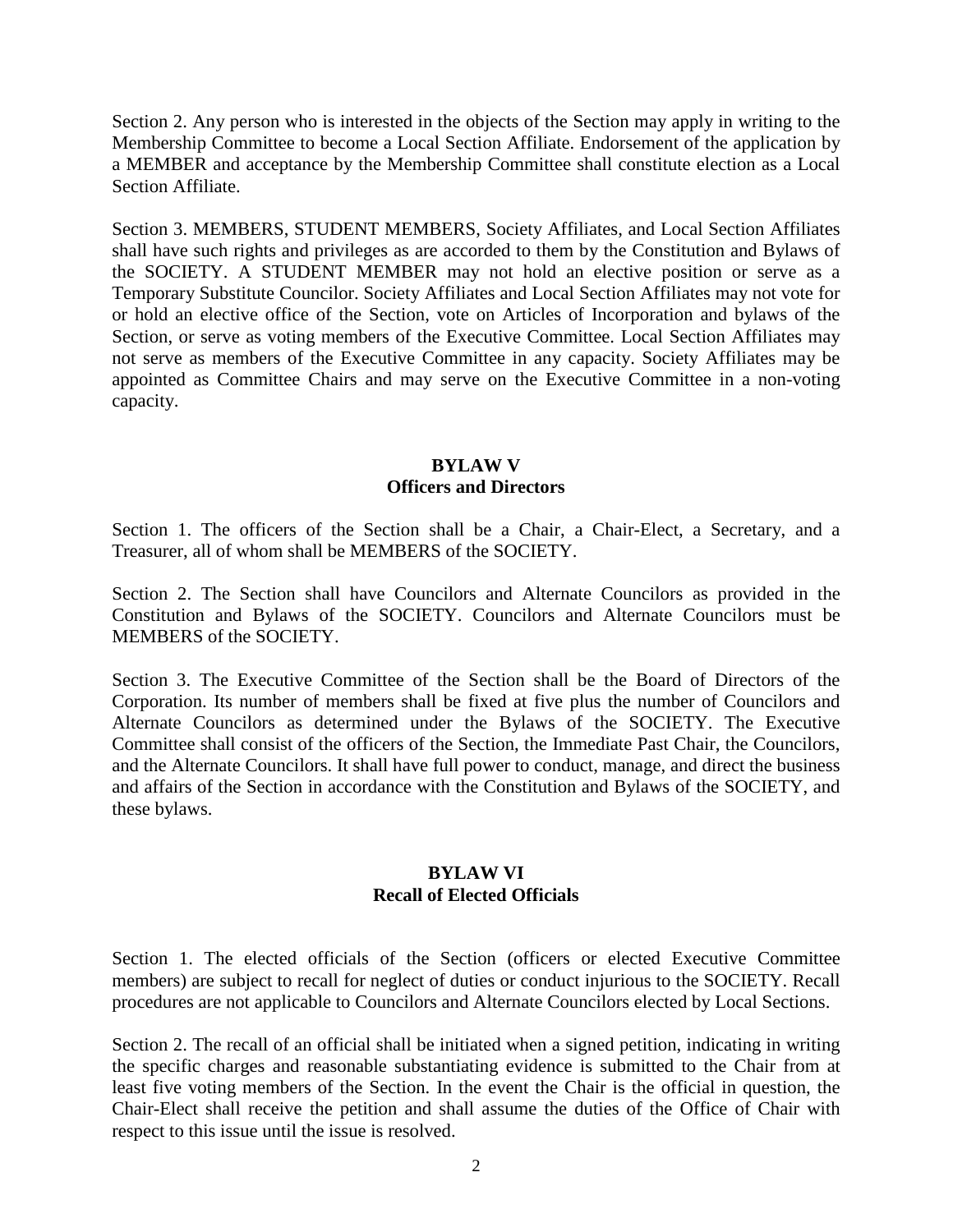Section 2. Any person who is interested in the objects of the Section may apply in writing to the Membership Committee to become a Local Section Affiliate. Endorsement of the application by a MEMBER and acceptance by the Membership Committee shall constitute election as a Local Section Affiliate.

Section 3. MEMBERS, STUDENT MEMBERS, Society Affiliates, and Local Section Affiliates shall have such rights and privileges as are accorded to them by the Constitution and Bylaws of the SOCIETY. A STUDENT MEMBER may not hold an elective position or serve as a Temporary Substitute Councilor. Society Affiliates and Local Section Affiliates may not vote for or hold an elective office of the Section, vote on Articles of Incorporation and bylaws of the Section, or serve as voting members of the Executive Committee. Local Section Affiliates may not serve as members of the Executive Committee in any capacity. Society Affiliates may be appointed as Committee Chairs and may serve on the Executive Committee in a non-voting capacity.

## BYLAW V
## Officers and Directors

Section 1. The officers of the Section shall be a Chair, a Chair-Elect, a Secretary, and a Treasurer, all of whom shall be MEMBERS of the SOCIETY.

Section 2. The Section shall have Councilors and Alternate Councilors as provided in the Constitution and Bylaws of the SOCIETY. Councilors and Alternate Councilors must be MEMBERS of the SOCIETY.

Section 3. The Executive Committee of the Section shall be the Board of Directors of the Corporation. Its number of members shall be fixed at five plus the number of Councilors and Alternate Councilors as determined under the Bylaws of the SOCIETY. The Executive Committee shall consist of the officers of the Section, the Immediate Past Chair, the Councilors, and the Alternate Councilors. It shall have full power to conduct, manage, and direct the business and affairs of the Section in accordance with the Constitution and Bylaws of the SOCIETY, and these bylaws.

## BYLAW VI
## Recall of Elected Officials

Section 1. The elected officials of the Section (officers or elected Executive Committee members) are subject to recall for neglect of duties or conduct injurious to the SOCIETY. Recall procedures are not applicable to Councilors and Alternate Councilors elected by Local Sections.

Section 2. The recall of an official shall be initiated when a signed petition, indicating in writing the specific charges and reasonable substantiating evidence is submitted to the Chair from at least five voting members of the Section. In the event the Chair is the official in question, the Chair-Elect shall receive the petition and shall assume the duties of the Office of Chair with respect to this issue until the issue is resolved.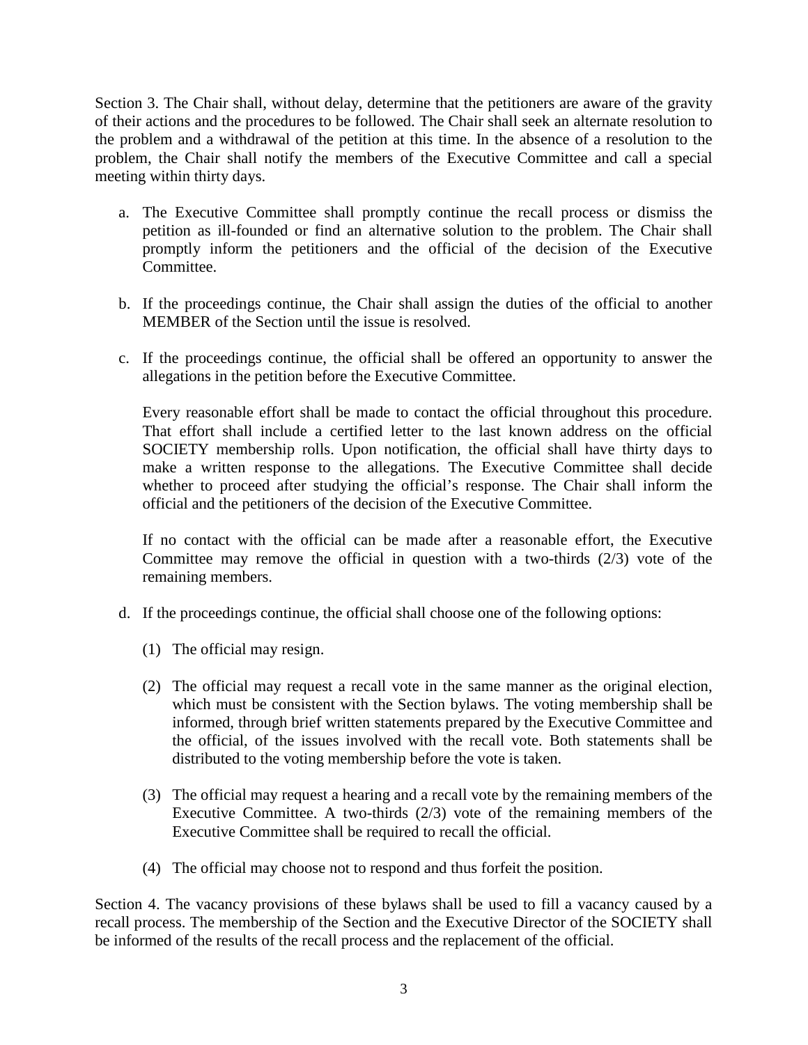Section 3. The Chair shall, without delay, determine that the petitioners are aware of the gravity of their actions and the procedures to be followed. The Chair shall seek an alternate resolution to the problem and a withdrawal of the petition at this time. In the absence of a resolution to the problem, the Chair shall notify the members of the Executive Committee and call a special meeting within thirty days.

a. The Executive Committee shall promptly continue the recall process or dismiss the petition as ill-founded or find an alternative solution to the problem. The Chair shall promptly inform the petitioners and the official of the decision of the Executive Committee.

b. If the proceedings continue, the Chair shall assign the duties of the official to another MEMBER of the Section until the issue is resolved.

c. If the proceedings continue, the official shall be offered an opportunity to answer the allegations in the petition before the Executive Committee.

   Every reasonable effort shall be made to contact the official throughout this procedure. That effort shall include a certified letter to the last known address on the official SOCIETY membership rolls. Upon notification, the official shall have thirty days to make a written response to the allegations. The Executive Committee shall decide whether to proceed after studying the official's response. The Chair shall inform the official and the petitioners of the decision of the Executive Committee.

   If no contact with the official can be made after a reasonable effort, the Executive Committee may remove the official in question with a two-thirds (2/3) vote of the remaining members.

d. If the proceedings continue, the official shall choose one of the following options:

   (1) The official may resign.

   (2) The official may request a recall vote in the same manner as the original election, which must be consistent with the Section bylaws. The voting membership shall be informed, through brief written statements prepared by the Executive Committee and the official, of the issues involved with the recall vote. Both statements shall be distributed to the voting membership before the vote is taken.

   (3) The official may request a hearing and a recall vote by the remaining members of the Executive Committee. A two-thirds (2/3) vote of the remaining members of the Executive Committee shall be required to recall the official.

   (4) The official may choose not to respond and thus forfeit the position.

Section 4. The vacancy provisions of these bylaws shall be used to fill a vacancy caused by a recall process. The membership of the Section and the Executive Director of the SOCIETY shall be informed of the results of the recall process and the replacement of the official.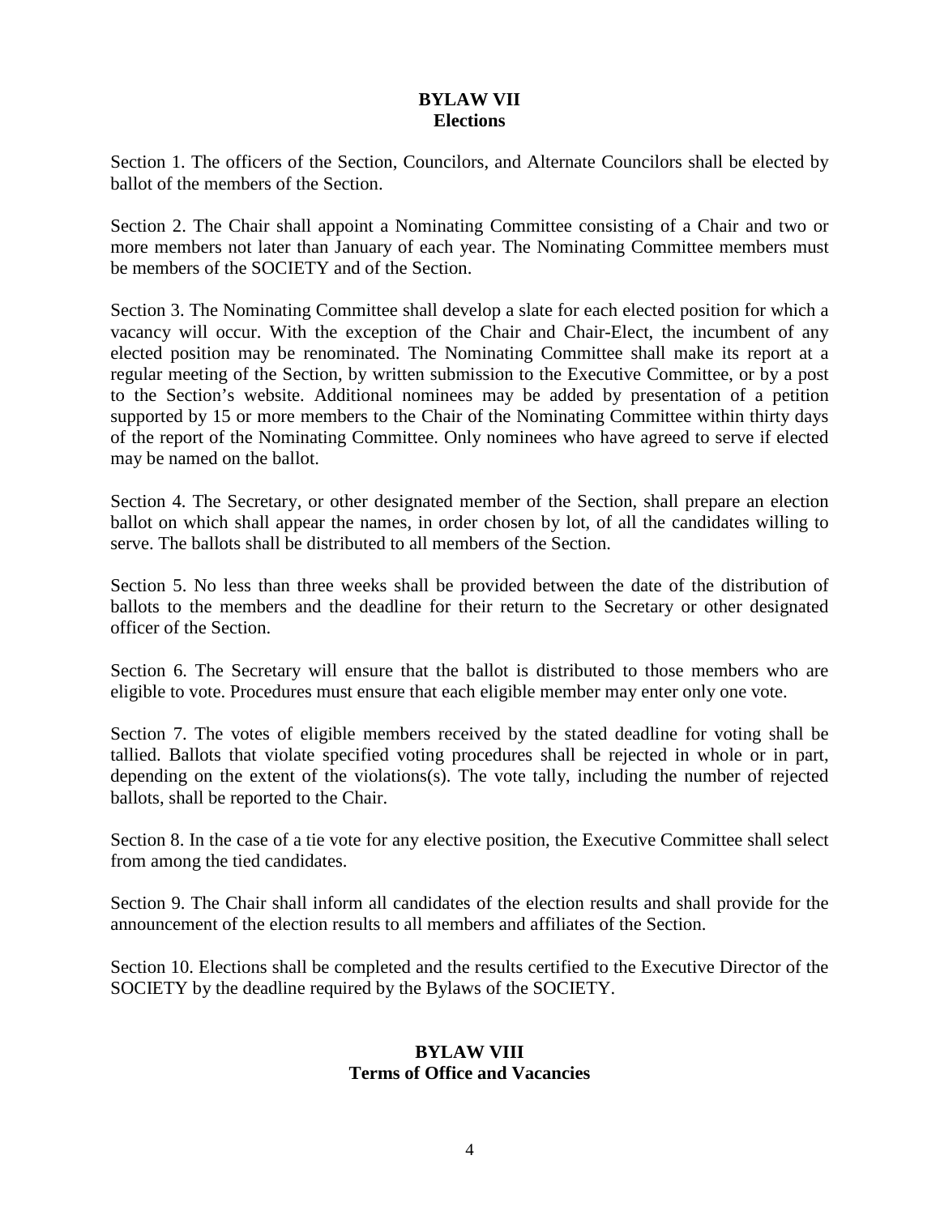## BYLAW VII
## Elections

Section 1. The officers of the Section, Councilors, and Alternate Councilors shall be elected by ballot of the members of the Section.

Section 2. The Chair shall appoint a Nominating Committee consisting of a Chair and two or more members not later than January of each year. The Nominating Committee members must be members of the SOCIETY and of the Section.

Section 3. The Nominating Committee shall develop a slate for each elected position for which a vacancy will occur. With the exception of the Chair and Chair-Elect, the incumbent of any elected position may be renominated. The Nominating Committee shall make its report at a regular meeting of the Section, by written submission to the Executive Committee, or by a post to the Section's website. Additional nominees may be added by presentation of a petition supported by 15 or more members to the Chair of the Nominating Committee within thirty days of the report of the Nominating Committee. Only nominees who have agreed to serve if elected may be named on the ballot.

Section 4. The Secretary, or other designated member of the Section, shall prepare an election ballot on which shall appear the names, in order chosen by lot, of all the candidates willing to serve. The ballots shall be distributed to all members of the Section.

Section 5. No less than three weeks shall be provided between the date of the distribution of ballots to the members and the deadline for their return to the Secretary or other designated officer of the Section.

Section 6. The Secretary will ensure that the ballot is distributed to those members who are eligible to vote. Procedures must ensure that each eligible member may enter only one vote.

Section 7. The votes of eligible members received by the stated deadline for voting shall be tallied. Ballots that violate specified voting procedures shall be rejected in whole or in part, depending on the extent of the violations(s). The vote tally, including the number of rejected ballots, shall be reported to the Chair.

Section 8. In the case of a tie vote for any elective position, the Executive Committee shall select from among the tied candidates.

Section 9. The Chair shall inform all candidates of the election results and shall provide for the announcement of the election results to all members and affiliates of the Section.

Section 10. Elections shall be completed and the results certified to the Executive Director of the SOCIETY by the deadline required by the Bylaws of the SOCIETY.

## BYLAW VIII
## Terms of Office and Vacancies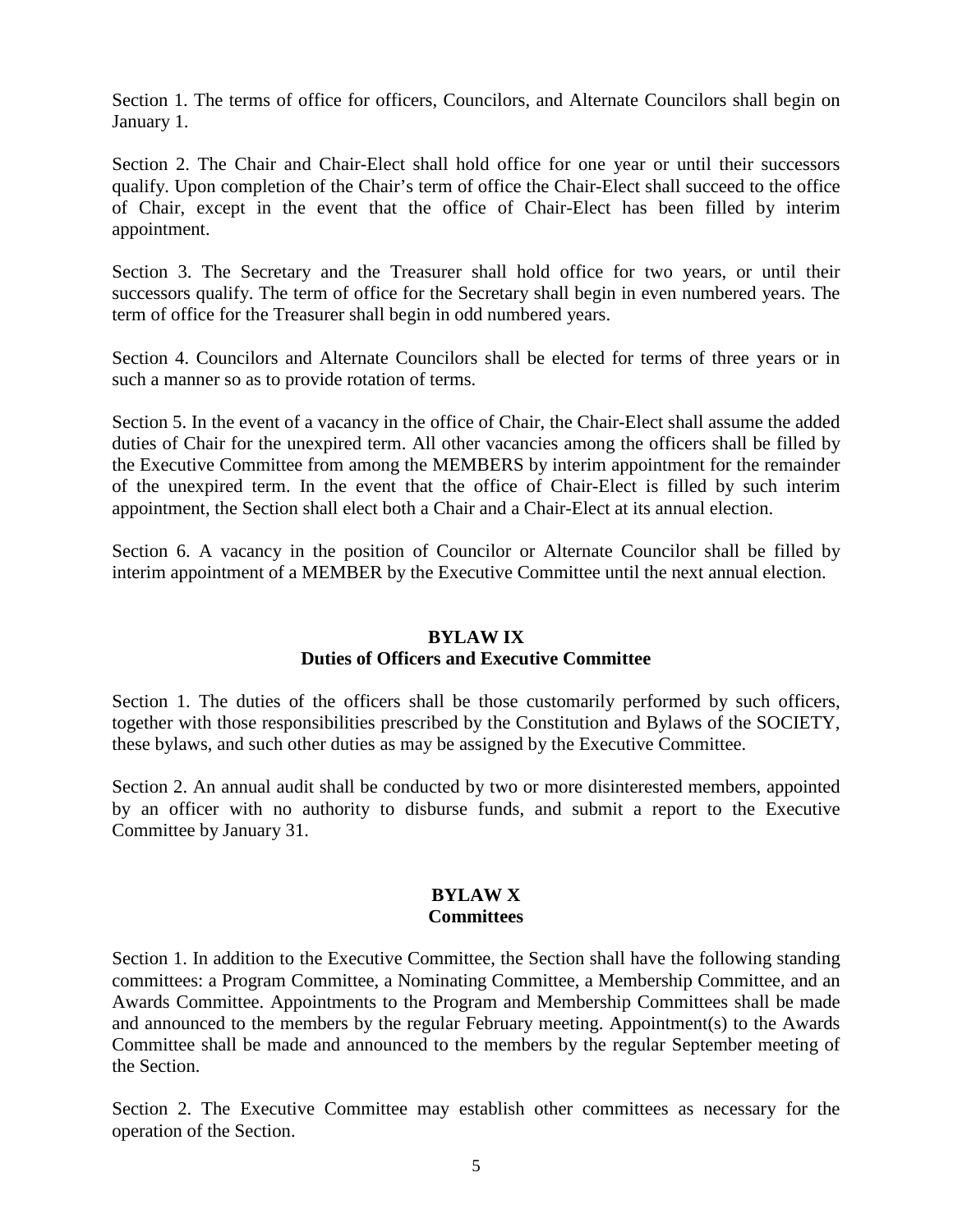Section 1. The terms of office for officers, Councilors, and Alternate Councilors shall begin on January 1.

Section 2. The Chair and Chair-Elect shall hold office for one year or until their successors qualify. Upon completion of the Chair's term of office the Chair-Elect shall succeed to the office of Chair, except in the event that the office of Chair-Elect has been filled by interim appointment.

Section 3. The Secretary and the Treasurer shall hold office for two years, or until their successors qualify. The term of office for the Secretary shall begin in even numbered years. The term of office for the Treasurer shall begin in odd numbered years.

Section 4. Councilors and Alternate Councilors shall be elected for terms of three years or in such a manner so as to provide rotation of terms.

Section 5. In the event of a vacancy in the office of Chair, the Chair-Elect shall assume the added duties of Chair for the unexpired term. All other vacancies among the officers shall be filled by the Executive Committee from among the MEMBERS by interim appointment for the remainder of the unexpired term. In the event that the office of Chair-Elect is filled by such interim appointment, the Section shall elect both a Chair and a Chair-Elect at its annual election.

Section 6. A vacancy in the position of Councilor or Alternate Councilor shall be filled by interim appointment of a MEMBER by the Executive Committee until the next annual election.

## BYLAW IX
## Duties of Officers and Executive Committee

Section 1. The duties of the officers shall be those customarily performed by such officers, together with those responsibilities prescribed by the Constitution and Bylaws of the SOCIETY, these bylaws, and such other duties as may be assigned by the Executive Committee.

Section 2. An annual audit shall be conducted by two or more disinterested members, appointed by an officer with no authority to disburse funds, and submit a report to the Executive Committee by January 31.

## BYLAW X
## Committees

Section 1. In addition to the Executive Committee, the Section shall have the following standing committees: a Program Committee, a Nominating Committee, a Membership Committee, and an Awards Committee. Appointments to the Program and Membership Committees shall be made and announced to the members by the regular February meeting. Appointment(s) to the Awards Committee shall be made and announced to the members by the regular September meeting of the Section.

Section 2. The Executive Committee may establish other committees as necessary for the operation of the Section.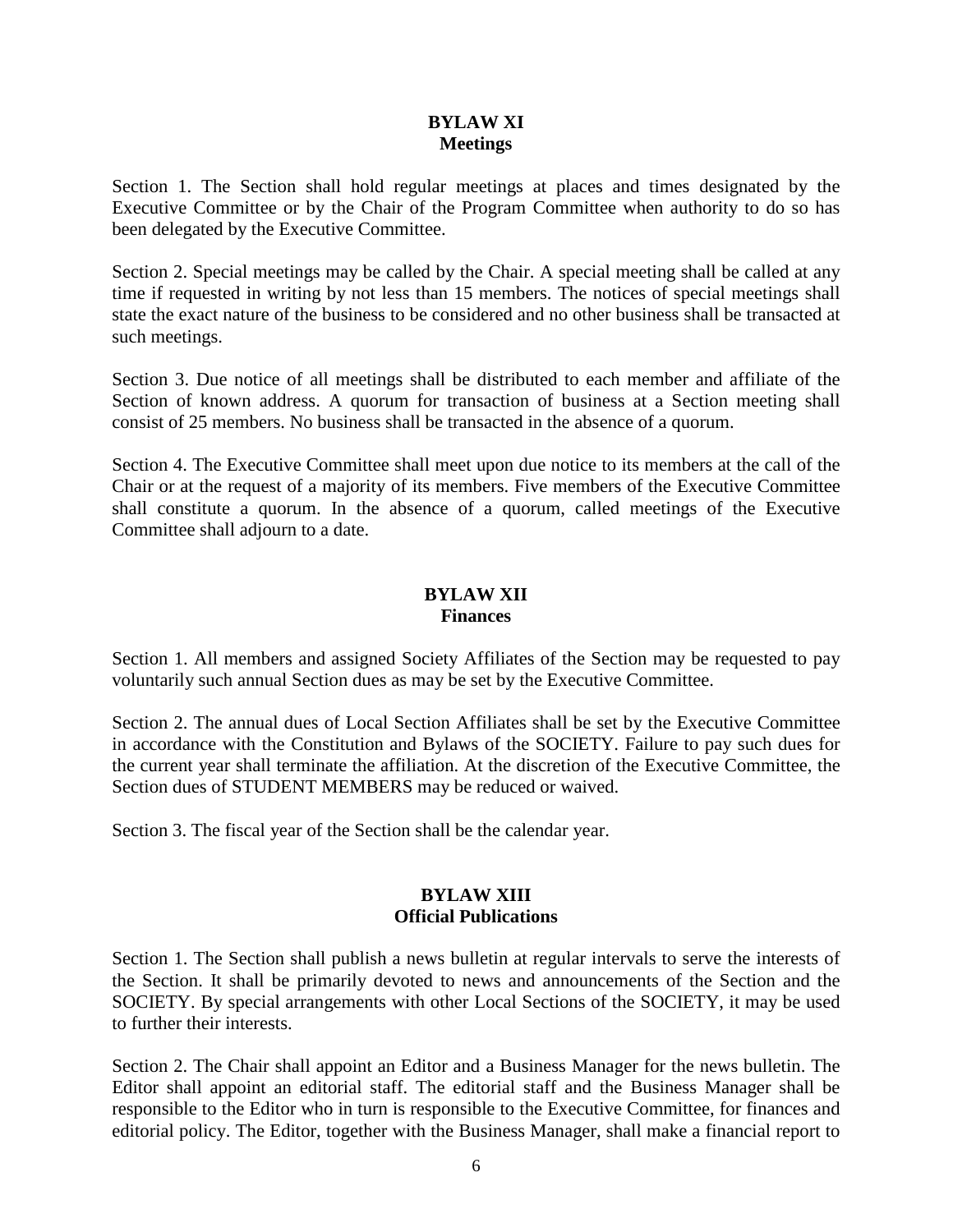## BYLAW XI
### Meetings

Section 1. The Section shall hold regular meetings at places and times designated by the Executive Committee or by the Chair of the Program Committee when authority to do so has been delegated by the Executive Committee.

Section 2. Special meetings may be called by the Chair. A special meeting shall be called at any time if requested in writing by not less than 15 members. The notices of special meetings shall state the exact nature of the business to be considered and no other business shall be transacted at such meetings.

Section 3. Due notice of all meetings shall be distributed to each member and affiliate of the Section of known address. A quorum for transaction of business at a Section meeting shall consist of 25 members. No business shall be transacted in the absence of a quorum.

Section 4. The Executive Committee shall meet upon due notice to its members at the call of the Chair or at the request of a majority of its members. Five members of the Executive Committee shall constitute a quorum. In the absence of a quorum, called meetings of the Executive Committee shall adjourn to a date.

## BYLAW XII
### Finances

Section 1. All members and assigned Society Affiliates of the Section may be requested to pay voluntarily such annual Section dues as may be set by the Executive Committee.

Section 2. The annual dues of Local Section Affiliates shall be set by the Executive Committee in accordance with the Constitution and Bylaws of the SOCIETY. Failure to pay such dues for the current year shall terminate the affiliation. At the discretion of the Executive Committee, the Section dues of STUDENT MEMBERS may be reduced or waived.

Section 3. The fiscal year of the Section shall be the calendar year.

## BYLAW XIII
### Official Publications

Section 1. The Section shall publish a news bulletin at regular intervals to serve the interests of the Section. It shall be primarily devoted to news and announcements of the Section and the SOCIETY. By special arrangements with other Local Sections of the SOCIETY, it may be used to further their interests.

Section 2. The Chair shall appoint an Editor and a Business Manager for the news bulletin. The Editor shall appoint an editorial staff. The editorial staff and the Business Manager shall be responsible to the Editor who in turn is responsible to the Executive Committee, for finances and editorial policy. The Editor, together with the Business Manager, shall make a financial report to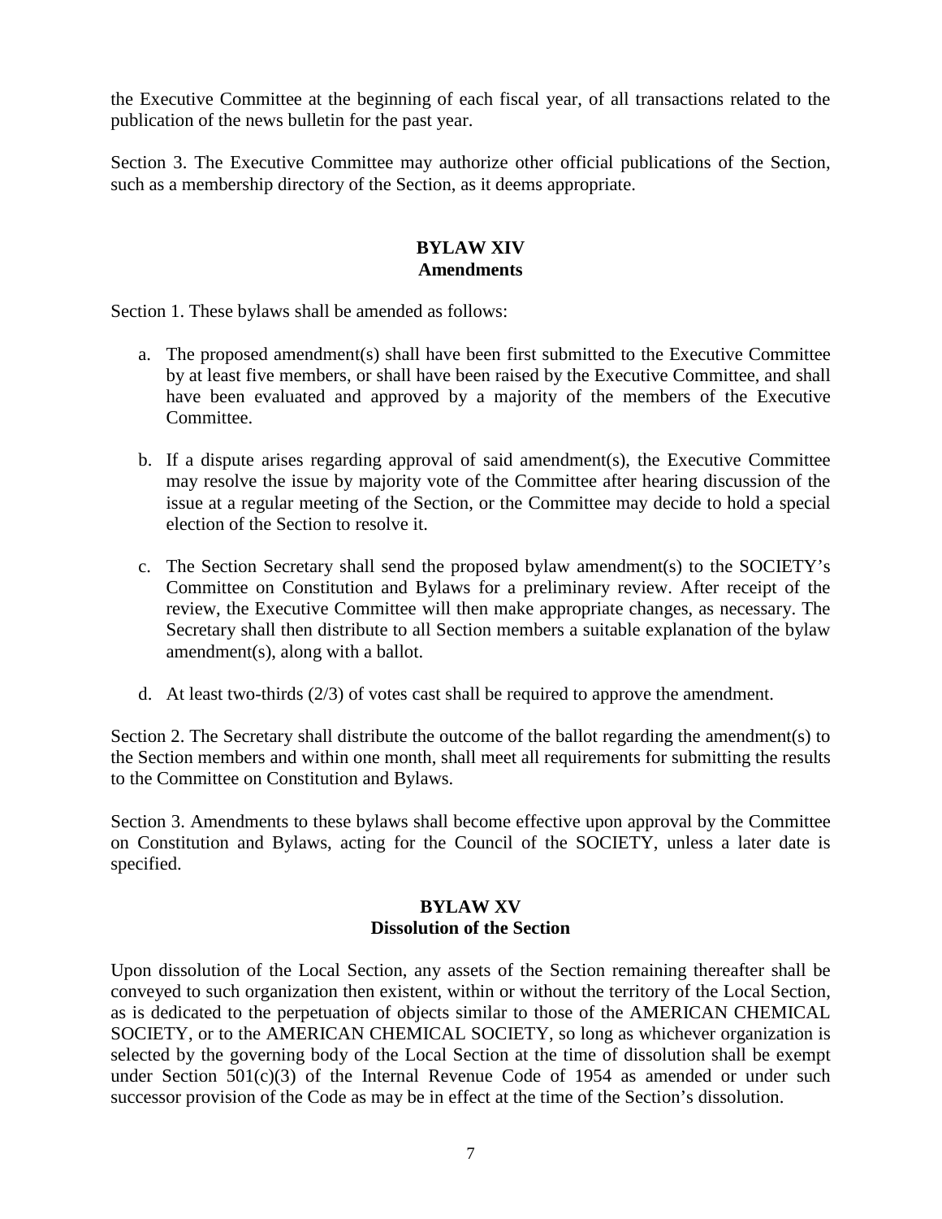the Executive Committee at the beginning of each fiscal year, of all transactions related to the publication of the news bulletin for the past year.

Section 3. The Executive Committee may authorize other official publications of the Section, such as a membership directory of the Section, as it deems appropriate.

## BYLAW XIV
## Amendments

Section 1. These bylaws shall be amended as follows:

a. The proposed amendment(s) shall have been first submitted to the Executive Committee by at least five members, or shall have been raised by the Executive Committee, and shall have been evaluated and approved by a majority of the members of the Executive Committee.

b. If a dispute arises regarding approval of said amendment(s), the Executive Committee may resolve the issue by majority vote of the Committee after hearing discussion of the issue at a regular meeting of the Section, or the Committee may decide to hold a special election of the Section to resolve it.

c. The Section Secretary shall send the proposed bylaw amendment(s) to the SOCIETY's Committee on Constitution and Bylaws for a preliminary review. After receipt of the review, the Executive Committee will then make appropriate changes, as necessary. The Secretary shall then distribute to all Section members a suitable explanation of the bylaw amendment(s), along with a ballot.

d. At least two-thirds (2/3) of votes cast shall be required to approve the amendment.

Section 2. The Secretary shall distribute the outcome of the ballot regarding the amendment(s) to the Section members and within one month, shall meet all requirements for submitting the results to the Committee on Constitution and Bylaws.

Section 3. Amendments to these bylaws shall become effective upon approval by the Committee on Constitution and Bylaws, acting for the Council of the SOCIETY, unless a later date is specified.

## BYLAW XV
## Dissolution of the Section

Upon dissolution of the Local Section, any assets of the Section remaining thereafter shall be conveyed to such organization then existent, within or without the territory of the Local Section, as is dedicated to the perpetuation of objects similar to those of the AMERICAN CHEMICAL SOCIETY, or to the AMERICAN CHEMICAL SOCIETY, so long as whichever organization is selected by the governing body of the Local Section at the time of dissolution shall be exempt under Section 501(c)(3) of the Internal Revenue Code of 1954 as amended or under such successor provision of the Code as may be in effect at the time of the Section's dissolution.